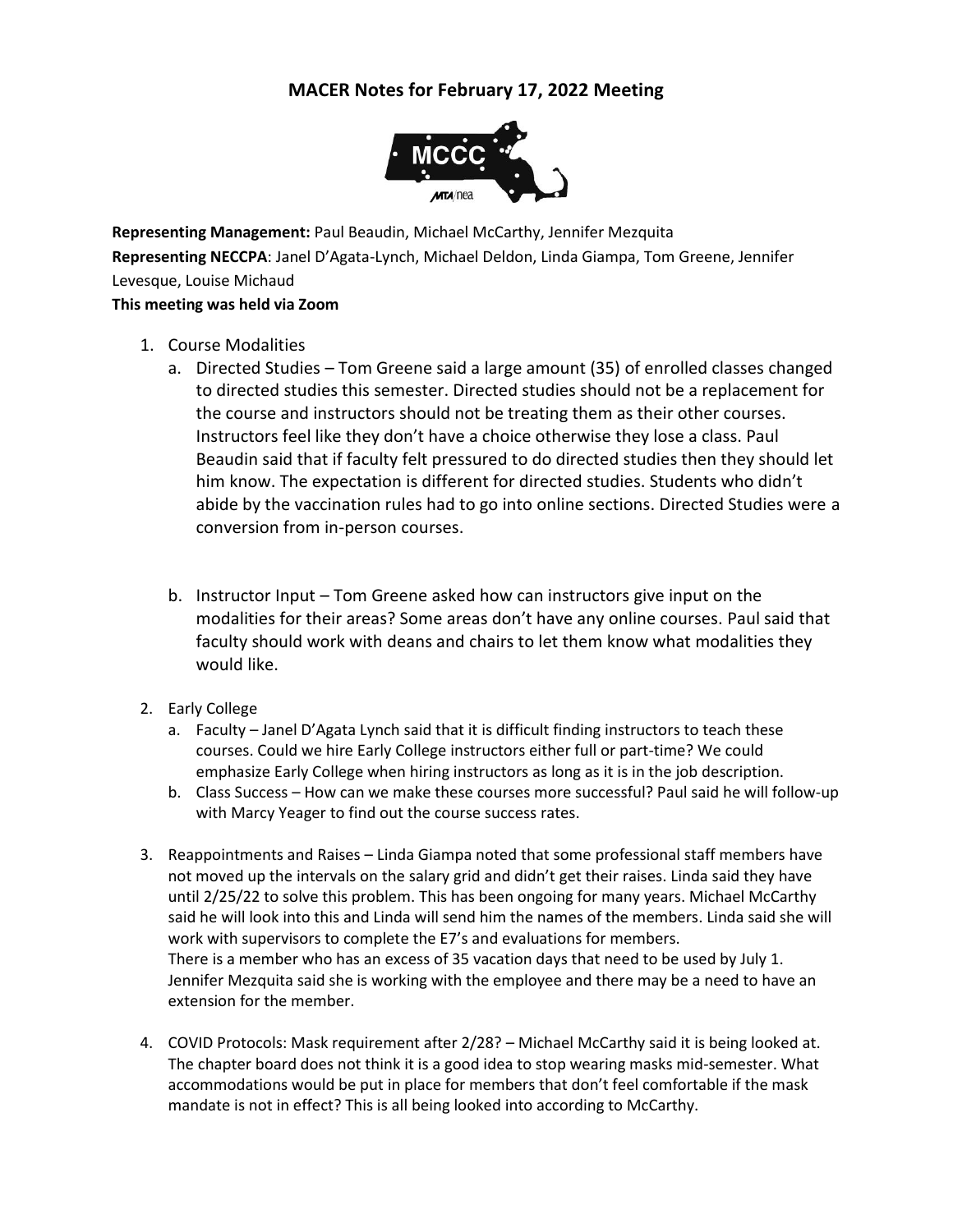# MACER Notes for February 17, 2022 Meeting

**Representing Management:** Paul Beaudin, Michael McCarthy, Jennifer Mezquita
**Representing NECCPA**: Janel D'Agata-Lynch, Michael Deldon, Linda Giampa, Tom Greene, Jennifer Levesque, Louise Michaud
**This meeting was held via Zoom**

1. Course Modalities
   a. Directed Studies – Tom Greene said a large amount (35) of enrolled classes changed to directed studies this semester. Directed studies should not be a replacement for the course and instructors should not be treating them as their other courses. Instructors feel like they don't have a choice otherwise they lose a class. Paul Beaudin said that if faculty felt pressured to do directed studies then they should let him know. The expectation is different for directed studies. Students who didn't abide by the vaccination rules had to go into online sections. Directed Studies were a conversion from in-person courses.

   b. Instructor Input – Tom Greene asked how can instructors give input on the modalities for their areas? Some areas don't have any online courses. Paul said that faculty should work with deans and chairs to let them know what modalities they would like.

2. Early College
   a. Faculty – Janel D'Agata Lynch said that it is difficult finding instructors to teach these courses. Could we hire Early College instructors either full or part-time? We could emphasize Early College when hiring instructors as long as it is in the job description.
   b. Class Success – How can we make these courses more successful? Paul said he will follow-up with Marcy Yeager to find out the course success rates.

3. Reappointments and Raises – Linda Giampa noted that some professional staff members have not moved up the intervals on the salary grid and didn't get their raises. Linda said they have until 2/25/22 to solve this problem. This has been ongoing for many years. Michael McCarthy said he will look into this and Linda will send him the names of the members. Linda said she will work with supervisors to complete the E7's and evaluations for members.
   There is a member who has an excess of 35 vacation days that need to be used by July 1. Jennifer Mezquita said she is working with the employee and there may be a need to have an extension for the member.

4. COVID Protocols: Mask requirement after 2/28? – Michael McCarthy said it is being looked at. The chapter board does not think it is a good idea to stop wearing masks mid-semester. What accommodations would be put in place for members that don't feel comfortable if the mask mandate is not in effect? This is all being looked into according to McCarthy.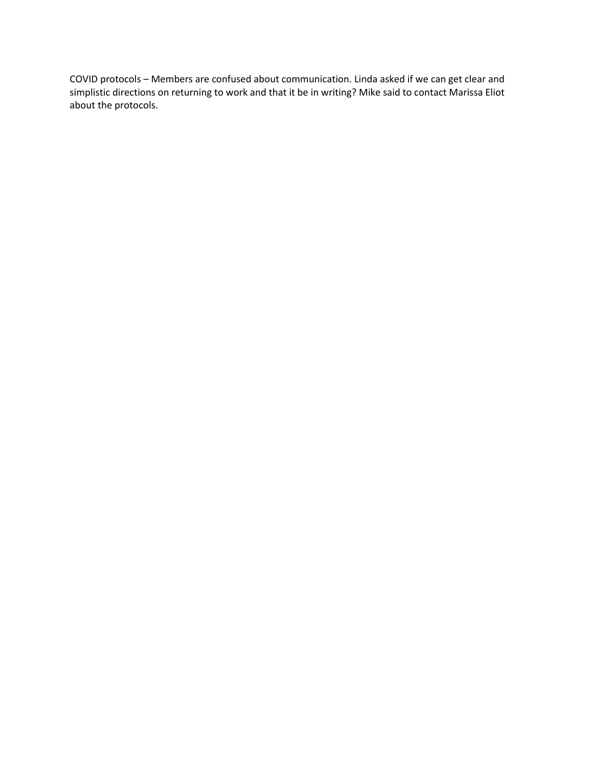COVID protocols – Members are confused about communication. Linda asked if we can get clear and simplistic directions on returning to work and that it be in writing? Mike said to contact Marissa Eliot about the protocols.